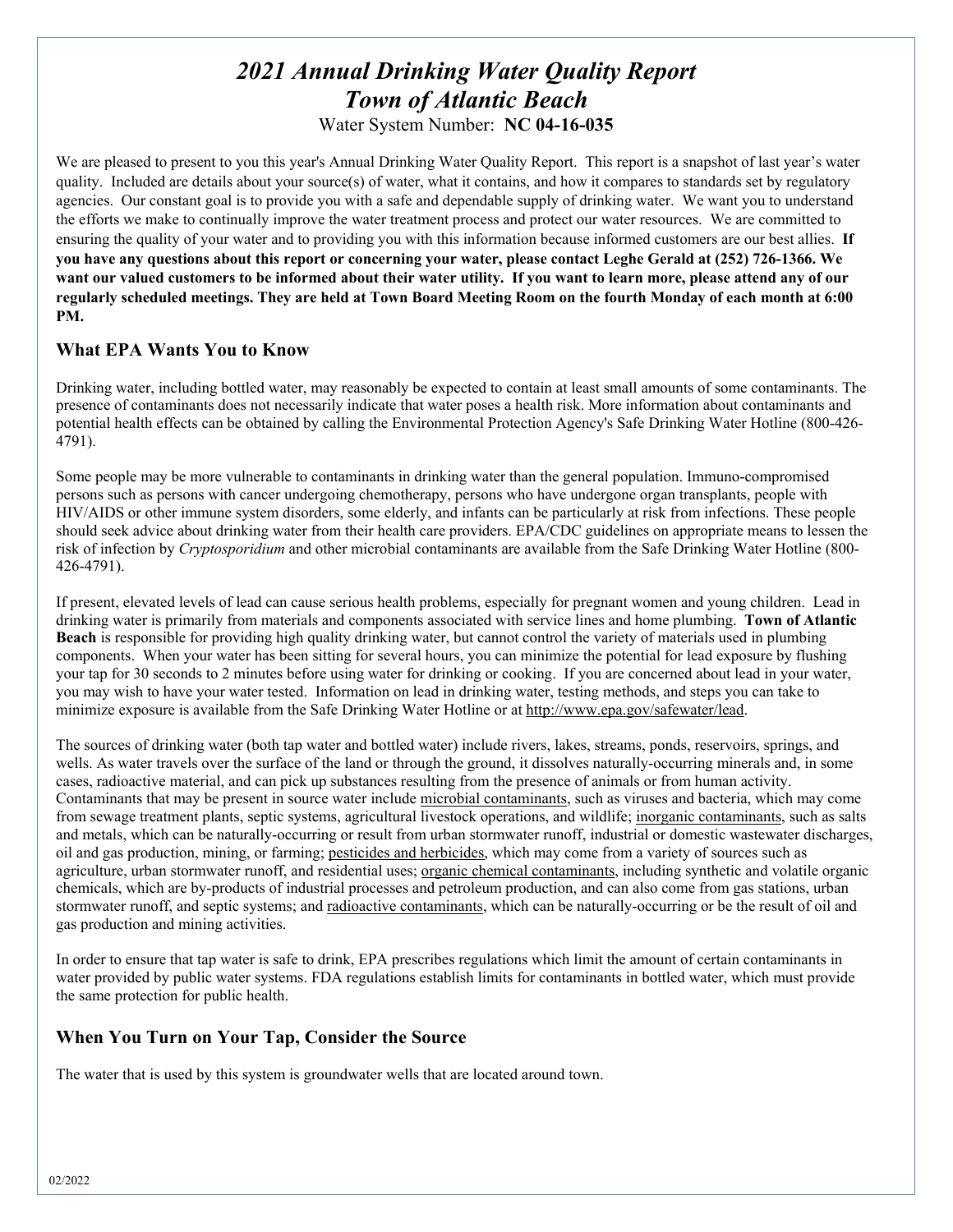# *2021 Annual Drinking Water Quality Report*
# *Town of Atlantic Beach*

Water System Number: **NC 04-16-035**

We are pleased to present to you this year's Annual Drinking Water Quality Report. This report is a snapshot of last year's water quality. Included are details about your source(s) of water, what it contains, and how it compares to standards set by regulatory agencies. Our constant goal is to provide you with a safe and dependable supply of drinking water. We want you to understand the efforts we make to continually improve the water treatment process and protect our water resources. We are committed to ensuring the quality of your water and to providing you with this information because informed customers are our best allies. **If you have any questions about this report or concerning your water, please contact Leghe Gerald at (252) 726-1366. We want our valued customers to be informed about their water utility. If you want to learn more, please attend any of our regularly scheduled meetings. They are held at Town Board Meeting Room on the fourth Monday of each month at 6:00 PM.**

## What EPA Wants You to Know

Drinking water, including bottled water, may reasonably be expected to contain at least small amounts of some contaminants. The presence of contaminants does not necessarily indicate that water poses a health risk. More information about contaminants and potential health effects can be obtained by calling the Environmental Protection Agency's Safe Drinking Water Hotline (800-426-4791).

Some people may be more vulnerable to contaminants in drinking water than the general population. Immuno-compromised persons such as persons with cancer undergoing chemotherapy, persons who have undergone organ transplants, people with HIV/AIDS or other immune system disorders, some elderly, and infants can be particularly at risk from infections. These people should seek advice about drinking water from their health care providers. EPA/CDC guidelines on appropriate means to lessen the risk of infection by *Cryptosporidium* and other microbial contaminants are available from the Safe Drinking Water Hotline (800-426-4791).

If present, elevated levels of lead can cause serious health problems, especially for pregnant women and young children. Lead in drinking water is primarily from materials and components associated with service lines and home plumbing. **Town of Atlantic Beach** is responsible for providing high quality drinking water, but cannot control the variety of materials used in plumbing components. When your water has been sitting for several hours, you can minimize the potential for lead exposure by flushing your tap for 30 seconds to 2 minutes before using water for drinking or cooking. If you are concerned about lead in your water, you may wish to have your water tested. Information on lead in drinking water, testing methods, and steps you can take to minimize exposure is available from the Safe Drinking Water Hotline or at http://www.epa.gov/safewater/lead.

The sources of drinking water (both tap water and bottled water) include rivers, lakes, streams, ponds, reservoirs, springs, and wells. As water travels over the surface of the land or through the ground, it dissolves naturally-occurring minerals and, in some cases, radioactive material, and can pick up substances resulting from the presence of animals or from human activity. Contaminants that may be present in source water include microbial contaminants, such as viruses and bacteria, which may come from sewage treatment plants, septic systems, agricultural livestock operations, and wildlife; inorganic contaminants, such as salts and metals, which can be naturally-occurring or result from urban stormwater runoff, industrial or domestic wastewater discharges, oil and gas production, mining, or farming; pesticides and herbicides, which may come from a variety of sources such as agriculture, urban stormwater runoff, and residential uses; organic chemical contaminants, including synthetic and volatile organic chemicals, which are by-products of industrial processes and petroleum production, and can also come from gas stations, urban stormwater runoff, and septic systems; and radioactive contaminants, which can be naturally-occurring or be the result of oil and gas production and mining activities.

In order to ensure that tap water is safe to drink, EPA prescribes regulations which limit the amount of certain contaminants in water provided by public water systems. FDA regulations establish limits for contaminants in bottled water, which must provide the same protection for public health.

## When You Turn on Your Tap, Consider the Source

The water that is used by this system is groundwater wells that are located around town.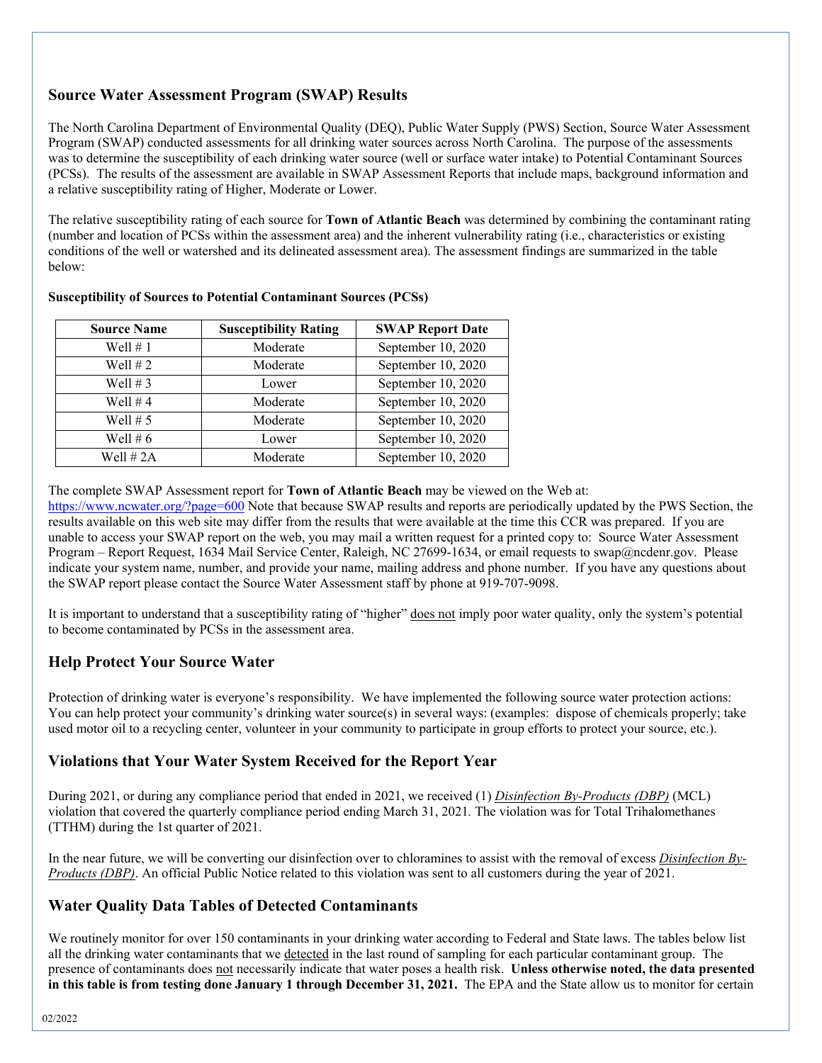## Source Water Assessment Program (SWAP) Results

The North Carolina Department of Environmental Quality (DEQ), Public Water Supply (PWS) Section, Source Water Assessment Program (SWAP) conducted assessments for all drinking water sources across North Carolina. The purpose of the assessments was to determine the susceptibility of each drinking water source (well or surface water intake) to Potential Contaminant Sources (PCSs). The results of the assessment are available in SWAP Assessment Reports that include maps, background information and a relative susceptibility rating of Higher, Moderate or Lower.

The relative susceptibility rating of each source for **Town of Atlantic Beach** was determined by combining the contaminant rating (number and location of PCSs within the assessment area) and the inherent vulnerability rating (i.e., characteristics or existing conditions of the well or watershed and its delineated assessment area). The assessment findings are summarized in the table below:

**Susceptibility of Sources to Potential Contaminant Sources (PCSs)**

| Source Name | Susceptibility Rating | SWAP Report Date |
|---|---|---|
| Well # 1 | Moderate | September 10, 2020 |
| Well # 2 | Moderate | September 10, 2020 |
| Well # 3 | Lower | September 10, 2020 |
| Well # 4 | Moderate | September 10, 2020 |
| Well # 5 | Moderate | September 10, 2020 |
| Well # 6 | Lower | September 10, 2020 |
| Well # 2A | Moderate | September 10, 2020 |

The complete SWAP Assessment report for **Town of Atlantic Beach** may be viewed on the Web at: https://www.ncwater.org/?page=600 Note that because SWAP results and reports are periodically updated by the PWS Section, the results available on this web site may differ from the results that were available at the time this CCR was prepared. If you are unable to access your SWAP report on the web, you may mail a written request for a printed copy to: Source Water Assessment Program – Report Request, 1634 Mail Service Center, Raleigh, NC 27699-1634, or email requests to swap@ncdenr.gov. Please indicate your system name, number, and provide your name, mailing address and phone number. If you have any questions about the SWAP report please contact the Source Water Assessment staff by phone at 919-707-9098.

It is important to understand that a susceptibility rating of "higher" does not imply poor water quality, only the system's potential to become contaminated by PCSs in the assessment area.

## Help Protect Your Source Water

Protection of drinking water is everyone's responsibility. We have implemented the following source water protection actions: You can help protect your community's drinking water source(s) in several ways: (examples: dispose of chemicals properly; take used motor oil to a recycling center, volunteer in your community to participate in group efforts to protect your source, etc.).

## Violations that Your Water System Received for the Report Year

During 2021, or during any compliance period that ended in 2021, we received (1) *Disinfection By-Products (DBP)* (MCL) violation that covered the quarterly compliance period ending March 31, 2021. The violation was for Total Trihalomethanes (TTHM) during the 1st quarter of 2021.

In the near future, we will be converting our disinfection over to chloramines to assist with the removal of excess *Disinfection By-Products (DBP)*. An official Public Notice related to this violation was sent to all customers during the year of 2021.

## Water Quality Data Tables of Detected Contaminants

We routinely monitor for over 150 contaminants in your drinking water according to Federal and State laws. The tables below list all the drinking water contaminants that we detected in the last round of sampling for each particular contaminant group. The presence of contaminants does not necessarily indicate that water poses a health risk. **Unless otherwise noted, the data presented in this table is from testing done January 1 through December 31, 2021.** The EPA and the State allow us to monitor for certain

02/2022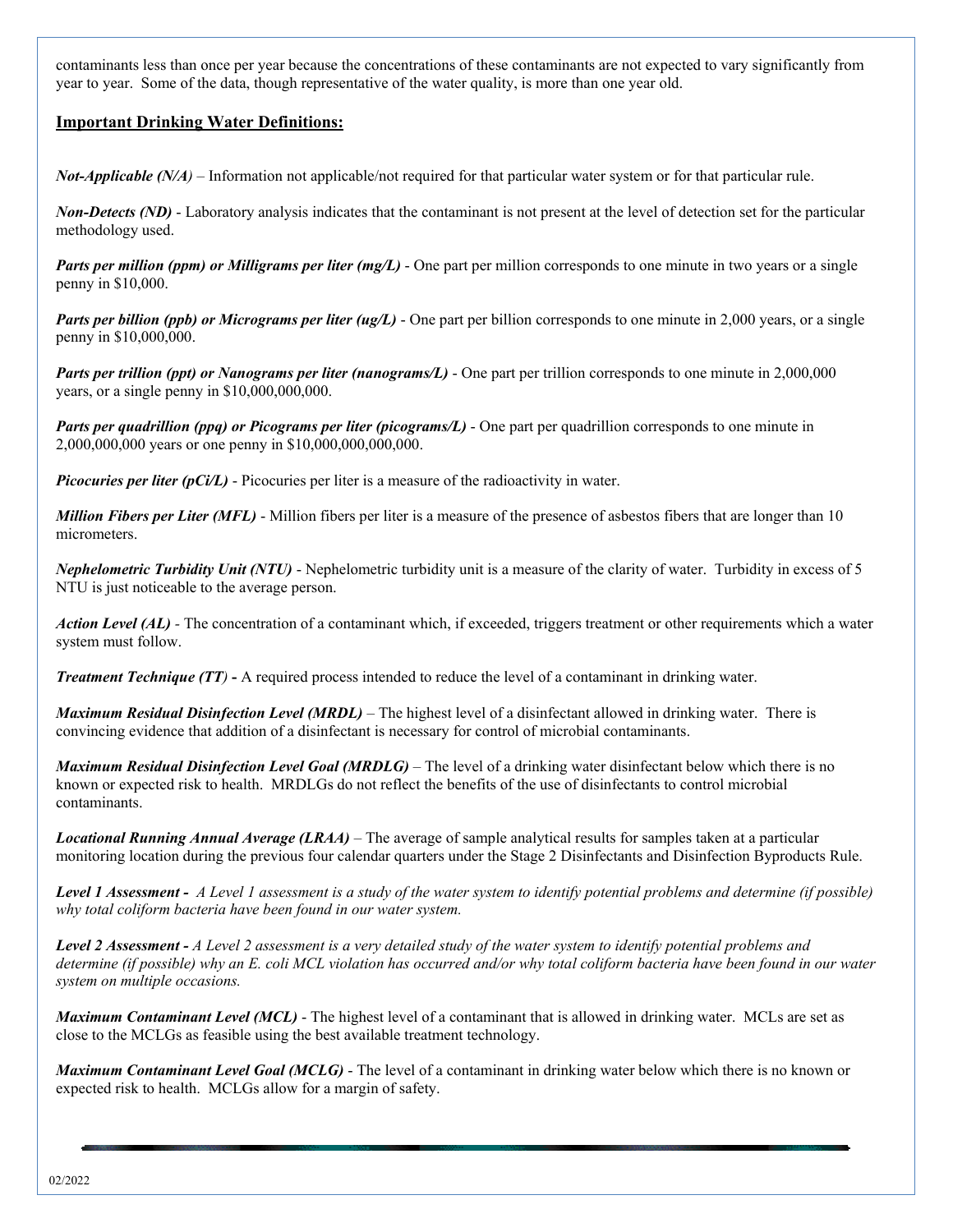contaminants less than once per year because the concentrations of these contaminants are not expected to vary significantly from year to year. Some of the data, though representative of the water quality, is more than one year old.

## Important Drinking Water Definitions:

***Not-Applicable (N/A)*** – Information not applicable/not required for that particular water system or for that particular rule.

***Non-Detects (ND)*** - Laboratory analysis indicates that the contaminant is not present at the level of detection set for the particular methodology used.

***Parts per million (ppm) or Milligrams per liter (mg/L)*** - One part per million corresponds to one minute in two years or a single penny in $10,000.

***Parts per billion (ppb) or Micrograms per liter (ug/L)*** - One part per billion corresponds to one minute in 2,000 years, or a single penny in $10,000,000.

***Parts per trillion (ppt) or Nanograms per liter (nanograms/L)*** - One part per trillion corresponds to one minute in 2,000,000 years, or a single penny in $10,000,000,000.

***Parts per quadrillion (ppq) or Picograms per liter (picograms/L)*** - One part per quadrillion corresponds to one minute in 2,000,000,000 years or one penny in $10,000,000,000,000.

***Picocuries per liter (pCi/L)*** - Picocuries per liter is a measure of the radioactivity in water.

***Million Fibers per Liter (MFL)*** - Million fibers per liter is a measure of the presence of asbestos fibers that are longer than 10 micrometers.

***Nephelometric Turbidity Unit (NTU)*** - Nephelometric turbidity unit is a measure of the clarity of water. Turbidity in excess of 5 NTU is just noticeable to the average person.

***Action Level (AL)*** - The concentration of a contaminant which, if exceeded, triggers treatment or other requirements which a water system must follow.

***Treatment Technique (TT)* -** A required process intended to reduce the level of a contaminant in drinking water.

***Maximum Residual Disinfection Level (MRDL)*** – The highest level of a disinfectant allowed in drinking water. There is convincing evidence that addition of a disinfectant is necessary for control of microbial contaminants.

***Maximum Residual Disinfection Level Goal (MRDLG)*** – The level of a drinking water disinfectant below which there is no known or expected risk to health. MRDLGs do not reflect the benefits of the use of disinfectants to control microbial contaminants.

***Locational Running Annual Average (LRAA)*** – The average of sample analytical results for samples taken at a particular monitoring location during the previous four calendar quarters under the Stage 2 Disinfectants and Disinfection Byproducts Rule.

***Level 1 Assessment -*** *A Level 1 assessment is a study of the water system to identify potential problems and determine (if possible) why total coliform bacteria have been found in our water system.*

***Level 2 Assessment -*** *A Level 2 assessment is a very detailed study of the water system to identify potential problems and determine (if possible) why an E. coli MCL violation has occurred and/or why total coliform bacteria have been found in our water system on multiple occasions.*

***Maximum Contaminant Level (MCL)*** - The highest level of a contaminant that is allowed in drinking water. MCLs are set as close to the MCLGs as feasible using the best available treatment technology.

***Maximum Contaminant Level Goal (MCLG)*** - The level of a contaminant in drinking water below which there is no known or expected risk to health. MCLGs allow for a margin of safety.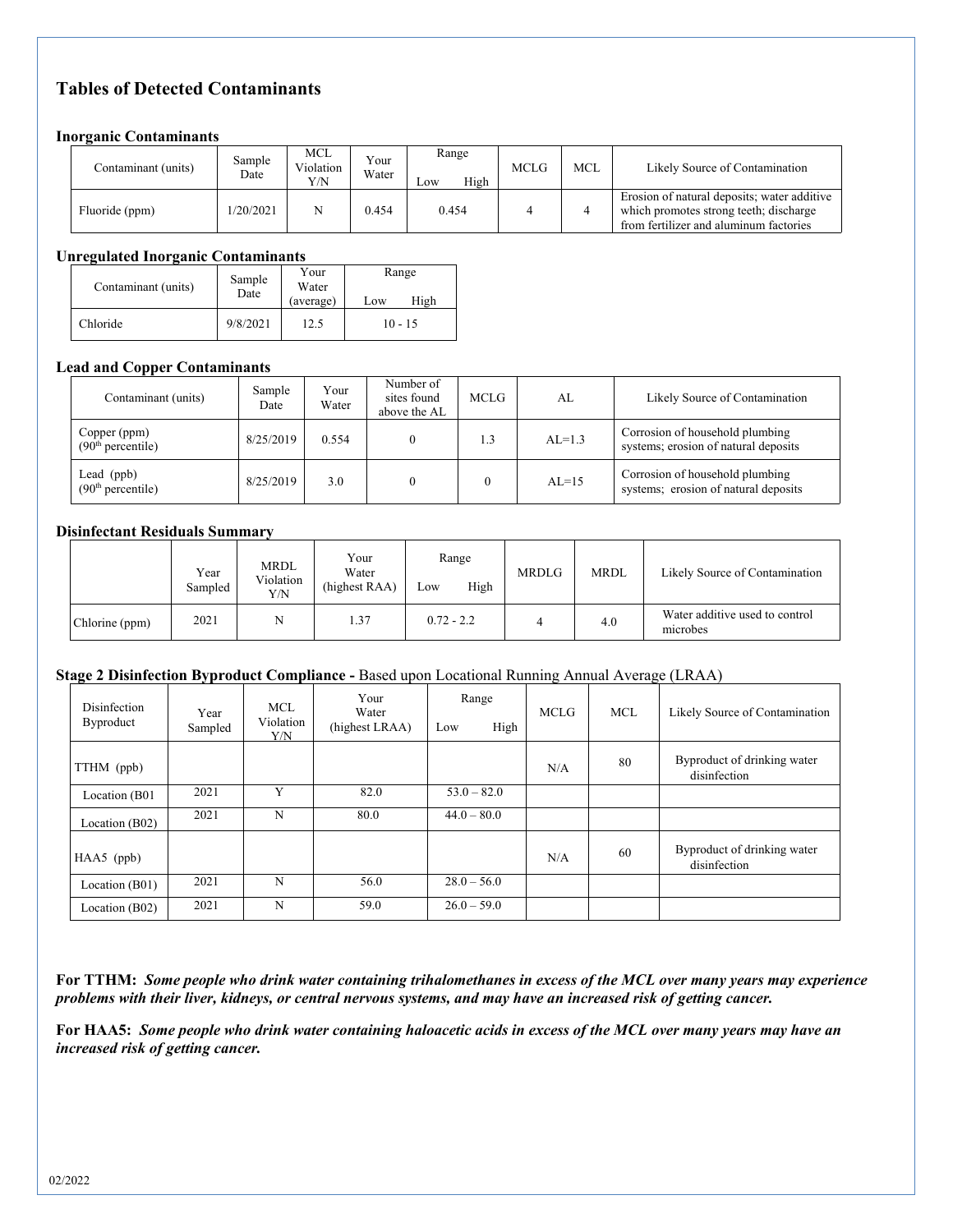## Tables of Detected Contaminants

### Inorganic Contaminants

| Contaminant (units) | Sample Date | MCL Violation Y/N | Your Water | Range Low | Range High | MCLG | MCL | Likely Source of Contamination |
|---|---|---|---|---|---|---|---|---|
| Fluoride (ppm) | 1/20/2021 | N | 0.454 | 0.454 | | 4 | 4 | Erosion of natural deposits; water additive which promotes strong teeth; discharge from fertilizer and aluminum factories |

### Unregulated Inorganic Contaminants

| Contaminant (units) | Sample Date | Your Water (average) | Range Low High |
|---|---|---|---|
| Chloride | 9/8/2021 | 12.5 | 10 - 15 |

### Lead and Copper Contaminants

| Contaminant (units) | Sample Date | Your Water | Number of sites found above the AL | MCLG | AL | Likely Source of Contamination |
|---|---|---|---|---|---|---|
| Copper (ppm) (90th percentile) | 8/25/2019 | 0.554 | 0 | 1.3 | AL=1.3 | Corrosion of household plumbing systems; erosion of natural deposits |
| Lead (ppb) (90th percentile) | 8/25/2019 | 3.0 | 0 | 0 | AL=15 | Corrosion of household plumbing systems; erosion of natural deposits |

### Disinfectant Residuals Summary

| | Year Sampled | MRDL Violation Y/N | Your Water (highest RAA) | Range Low High | MRDLG | MRDL | Likely Source of Contamination |
|---|---|---|---|---|---|---|---|
| Chlorine (ppm) | 2021 | N | 1.37 | 0.72 - 2.2 | 4 | 4.0 | Water additive used to control microbes |

### Stage 2 Disinfection Byproduct Compliance - Based upon Locational Running Annual Average (LRAA)

| Disinfection Byproduct | Year Sampled | MCL Violation Y/N | Your Water (highest LRAA) | Range Low High | MCLG | MCL | Likely Source of Contamination |
|---|---|---|---|---|---|---|---|
| TTHM (ppb) | | | | | N/A | 80 | Byproduct of drinking water disinfection |
| Location (B01 | 2021 | Y | 82.0 | 53.0 – 82.0 | | | |
| Location (B02) | 2021 | N | 80.0 | 44.0 – 80.0 | | | |
| HAA5 (ppb) | | | | | N/A | 60 | Byproduct of drinking water disinfection |
| Location (B01) | 2021 | N | 56.0 | 28.0 – 56.0 | | | |
| Location (B02) | 2021 | N | 59.0 | 26.0 – 59.0 | | | |

**For TTHM:** ***Some people who drink water containing trihalomethanes in excess of the MCL over many years may experience problems with their liver, kidneys, or central nervous systems, and may have an increased risk of getting cancer.***

**For HAA5:** ***Some people who drink water containing haloacetic acids in excess of the MCL over many years may have an increased risk of getting cancer.***

02/2022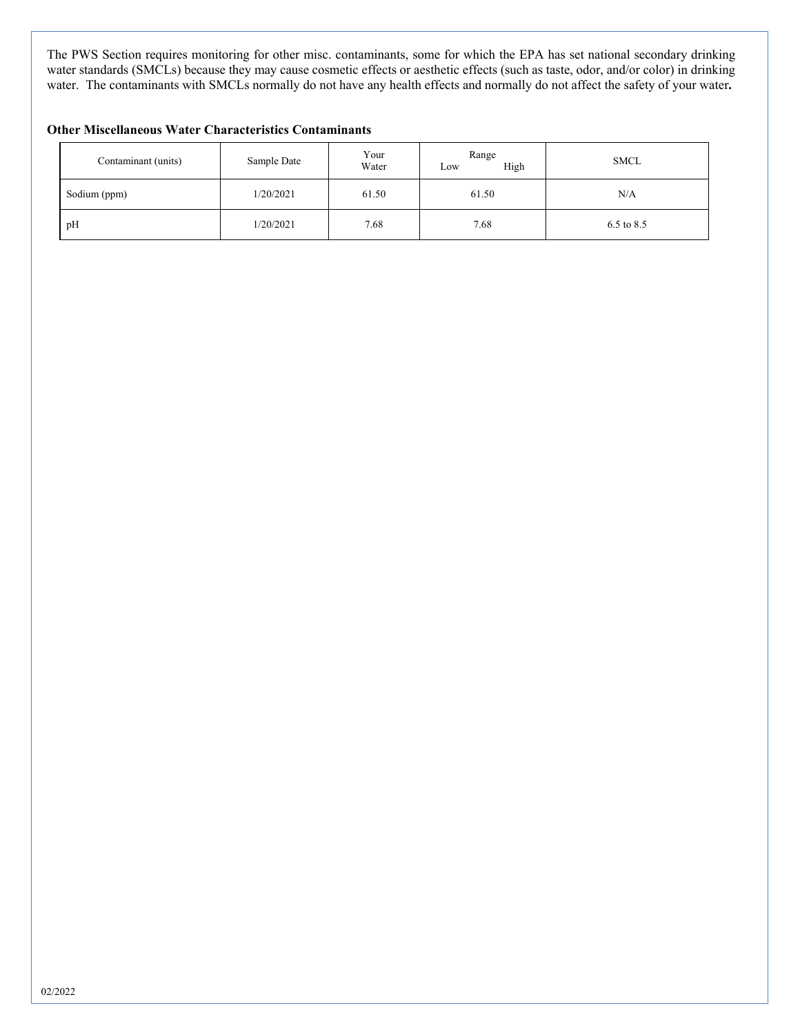The PWS Section requires monitoring for other misc. contaminants, some for which the EPA has set national secondary drinking water standards (SMCLs) because they may cause cosmetic effects or aesthetic effects (such as taste, odor, and/or color) in drinking water. The contaminants with SMCLs normally do not have any health effects and normally do not affect the safety of your water**.**

**Other Miscellaneous Water Characteristics Contaminants**

| Contaminant (units) | Sample Date | Your Water | Range Low High | SMCL |
|---|---|---|---|---|
| Sodium (ppm) | 1/20/2021 | 61.50 | 61.50 | N/A |
| pH | 1/20/2021 | 7.68 | 7.68 | 6.5 to 8.5 |

02/2022